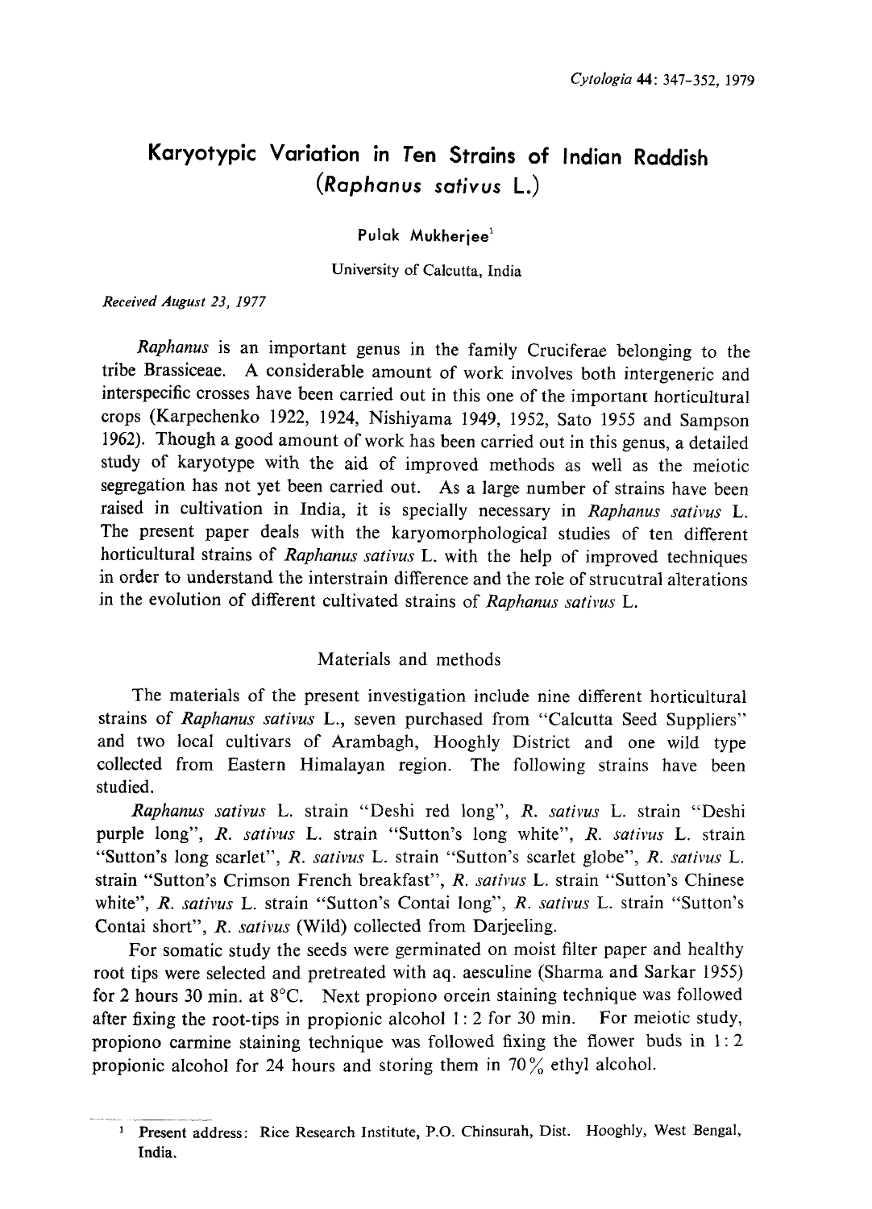# Karyotypic Variation in Ten Strains of Indian Raddish (*Raphanus sativus* L.)

Pulak Mukherjee[1]

University of Calcutta, India

*Received August 23, 1977*

*Raphanus* is an important genus in the family Cruciferae belonging to the tribe Brassiceae. A considerable amount of work involves both intergeneric and interspecific crosses have been carried out in this one of the important horticultural crops (Karpechenko 1922, 1924, Nishiyama 1949, 1952, Sato 1955 and Sampson 1962). Though a good amount of work has been carried out in this genus, a detailed study of karyotype with the aid of improved methods as well as the meiotic segregation has not yet been carried out. As a large number of strains have been raised in cultivation in India, it is specially necessary in *Raphanus sativus* L. The present paper deals with the karyomorphological studies of ten different horticultural strains of *Raphanus sativus* L. with the help of improved techniques in order to understand the interstrain difference and the role of strucutral alterations in the evolution of different cultivated strains of *Raphanus sativus* L.

## Materials and methods

The materials of the present investigation include nine different horticultural strains of *Raphanus sativus* L., seven purchased from "Calcutta Seed Suppliers" and two local cultivars of Arambagh, Hooghly District and one wild type collected from Eastern Himalayan region. The following strains have been studied.

*Raphanus sativus* L. strain "Deshi red long", *R. sativus* L. strain "Deshi purple long", *R. sativus* L. strain "Sutton's long white", *R. sativus* L. strain "Sutton's long scarlet", *R. sativus* L. strain "Sutton's scarlet globe", *R. sativus* L. strain "Sutton's Crimson French breakfast", *R. sativus* L. strain "Sutton's Chinese white", *R. sativus* L. strain "Sutton's Contai long", *R. sativus* L. strain "Sutton's Contai short", *R. sativus* (Wild) collected from Darjeeling.

For somatic study the seeds were germinated on moist filter paper and healthy root tips were selected and pretreated with aq. aesculine (Sharma and Sarkar 1955) for 2 hours 30 min. at 8°C. Next propiono orcein staining technique was followed after fixing the root-tips in propionic alcohol 1:2 for 30 min. For meiotic study, propiono carmine staining technique was followed fixing the flower buds in 1:2 propionic alcohol for 24 hours and storing them in 70% ethyl alcohol.

[1] Present address: Rice Research Institute, P.O. Chinsurah, Dist. Hooghly, West Bengal, India.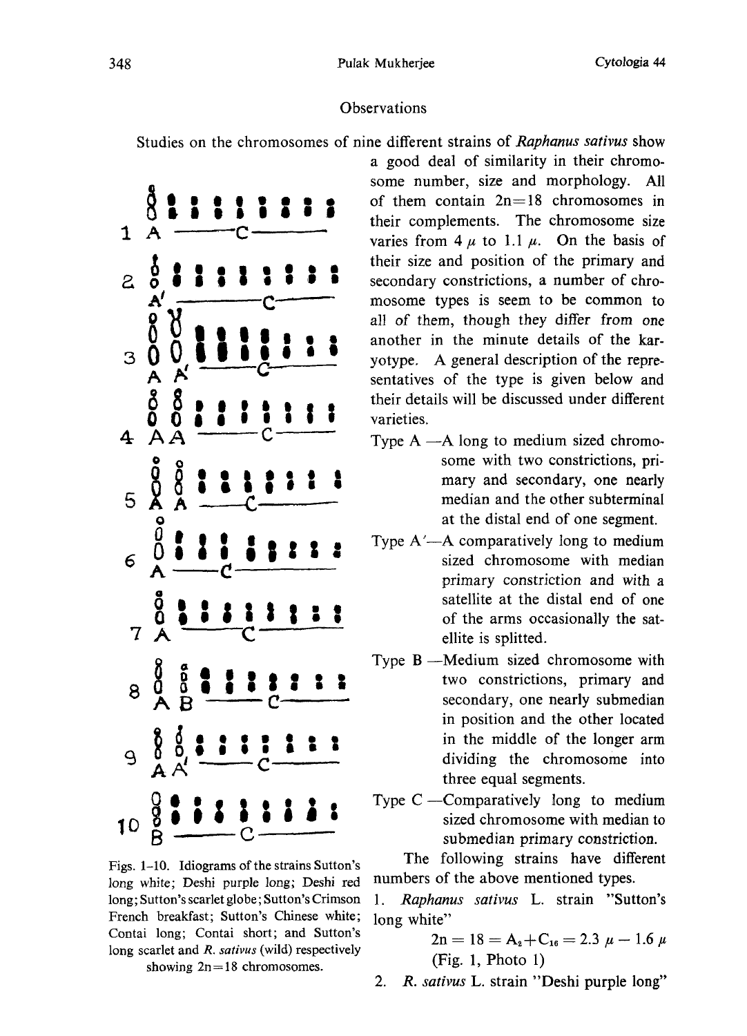## Observations

Studies on the chromosomes of nine different strains of *Raphanus sativus* show a good deal of similarity in their chromosome number, size and morphology. All of them contain 2n=18 chromosomes in their complements. The chromosome size varies from 4 $\mu$ to 1.1 $\mu$. On the basis of their size and position of the primary and secondary constrictions, a number of chromosome types is seem to be common to all of them, though they differ from one another in the minute details of the karyotype. A general description of the representatives of the type is given below and their details will be discussed under different varieties.

Type A —A long to medium sized chromosome with two constrictions, primary and secondary, one nearly median and the other subterminal at the distal end of one segment.

Type A′—A comparatively long to medium sized chromosome with median primary constriction and with a satellite at the distal end of one of the arms occasionally the satellite is splitted.

Type B —Medium sized chromosome with two constrictions, primary and secondary, one nearly submedian in position and the other located in the middle of the longer arm dividing the chromosome into three equal segments.

Type C —Comparatively long to medium sized chromosome with median to submedian primary constriction.

Figs. 1–10. Idiograms of the strains Sutton's long white; Deshi purple long; Deshi red long; Sutton's scarlet globe; Sutton's Crimson French breakfast; Sutton's Chinese white; Contai long; Contai short; and Sutton's long scarlet and *R. sativus* (wild) respectively showing 2n=18 chromosomes.

The following strains have different numbers of the above mentioned types.

1. *Raphanus sativus* L. strain "Sutton's long white"

$$2n = 18 = A_2 + C_{16} = 2.3\ \mu - 1.6\ \mu$$

(Fig. 1, Photo 1)

2. *R. sativus* L. strain "Deshi purple long"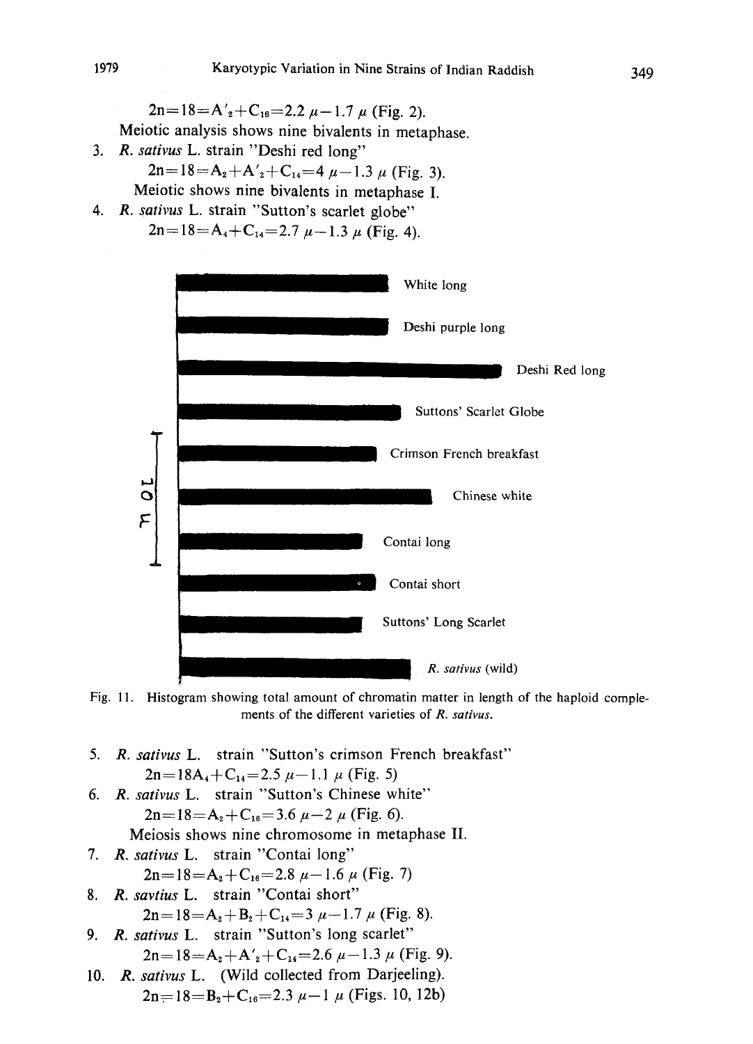$2n=18=A'_2+C_{16}=2.2\ \mu-1.7\ \mu$ (Fig. 2).

Meiotic analysis shows nine bivalents in metaphase.

3. *R. sativus* L. strain "Deshi red long"

   $2n=18=A_2+A'_2+C_{14}=4\ \mu-1.3\ \mu$ (Fig. 3).

   Meiotic shows nine bivalents in metaphase I.

4. *R. sativus* L. strain "Sutton's scarlet globe"

   $2n=18=A_4+C_{14}=2.7\ \mu-1.3\ \mu$ (Fig. 4).

Fig. 11. Histogram showing total amount of chromatin matter in length of the haploid complements of the different varieties of *R. sativus*.

5. *R. sativus* L. strain "Sutton's crimson French breakfast"

   $2n=18A_4+C_{14}=2.5\ \mu-1.1\ \mu$ (Fig. 5)

6. *R. sativus* L. strain "Sutton's Chinese white"

   $2n=18=A_2+C_{16}=3.6\ \mu-2\ \mu$ (Fig. 6).

   Meiosis shows nine chromosome in metaphase II.

7. *R. sativus* L. strain "Contai long"

   $2n=18=A_2+C_{16}=2.8\ \mu-1.6\ \mu$ (Fig. 7)

8. *R. savtius* L. strain "Contai short"

   $2n=18=A_2+B_2+C_{14}=3\ \mu-1.7\ \mu$ (Fig. 8).

9. *R. sativus* L. strain "Sutton's long scarlet"

   $2n=18=A_2+A'_2+C_{14}=2.6\ \mu-1.3\ \mu$ (Fig. 9).

10. *R. sativus* L. (Wild collected from Darjeeling).

    $2n=18=B_2+C_{16}=2.3\ \mu-1\ \mu$ (Figs. 10, 12b)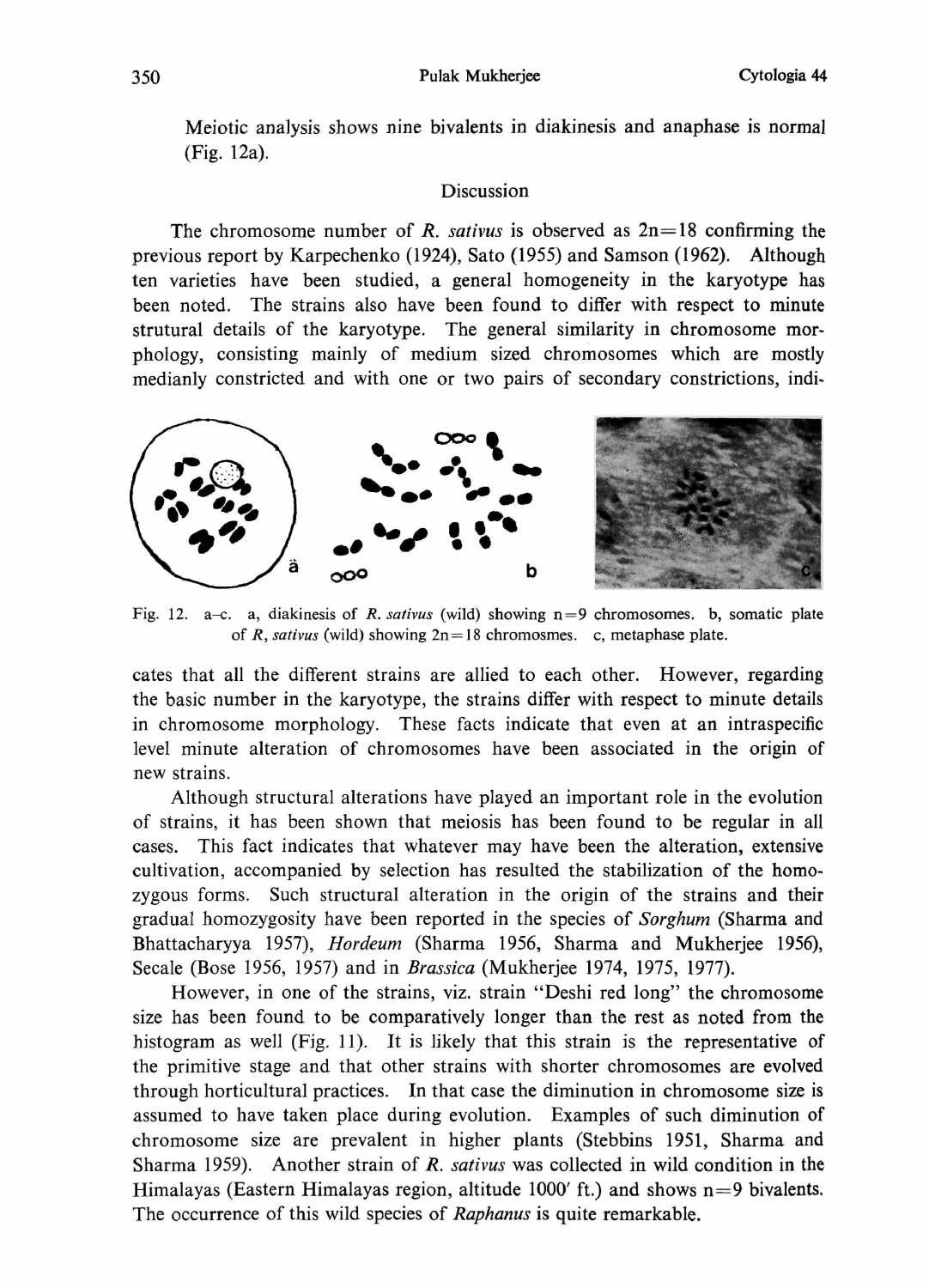Meiotic analysis shows nine bivalents in diakinesis and anaphase is normal (Fig. 12a).

## Discussion

The chromosome number of *R. sativus* is observed as 2n=18 confirming the previous report by Karpechenko (1924), Sato (1955) and Samson (1962). Although ten varieties have been studied, a general homogeneity in the karyotype has been noted. The strains also have been found to differ with respect to minute strutural details of the karyotype. The general similarity in chromosome morphology, consisting mainly of medium sized chromosomes which are mostly medianly constricted and with one or two pairs of secondary constrictions, indicates that all the different strains are allied to each other. However, regarding the basic number in the karyotype, the strains differ with respect to minute details in chromosome morphology. These facts indicate that even at an intraspecific level minute alteration of chromosomes have been associated in the origin of new strains.

Fig. 12. a–c. a, diakinesis of *R. sativus* (wild) showing n=9 chromosomes. b, somatic plate of *R, sativus* (wild) showing 2n=18 chromosmes. c, metaphase plate.

Although structural alterations have played an important role in the evolution of strains, it has been shown that meiosis has been found to be regular in all cases. This fact indicates that whatever may have been the alteration, extensive cultivation, accompanied by selection has resulted the stabilization of the homozygous forms. Such structural alteration in the origin of the strains and their gradual homozygosity have been reported in the species of *Sorghum* (Sharma and Bhattacharyya 1957), *Hordeum* (Sharma 1956, Sharma and Mukherjee 1956), Secale (Bose 1956, 1957) and in *Brassica* (Mukherjee 1974, 1975, 1977).

However, in one of the strains, viz. strain "Deshi red long" the chromosome size has been found to be comparatively longer than the rest as noted from the histogram as well (Fig. 11). It is likely that this strain is the representative of the primitive stage and that other strains with shorter chromosomes are evolved through horticultural practices. In that case the diminution in chromosome size is assumed to have taken place during evolution. Examples of such diminution of chromosome size are prevalent in higher plants (Stebbins 1951, Sharma and Sharma 1959). Another strain of *R. sativus* was collected in wild condition in the Himalayas (Eastern Himalayas region, altitude 1000′ ft.) and shows n=9 bivalents. The occurrence of this wild species of *Raphanus* is quite remarkable.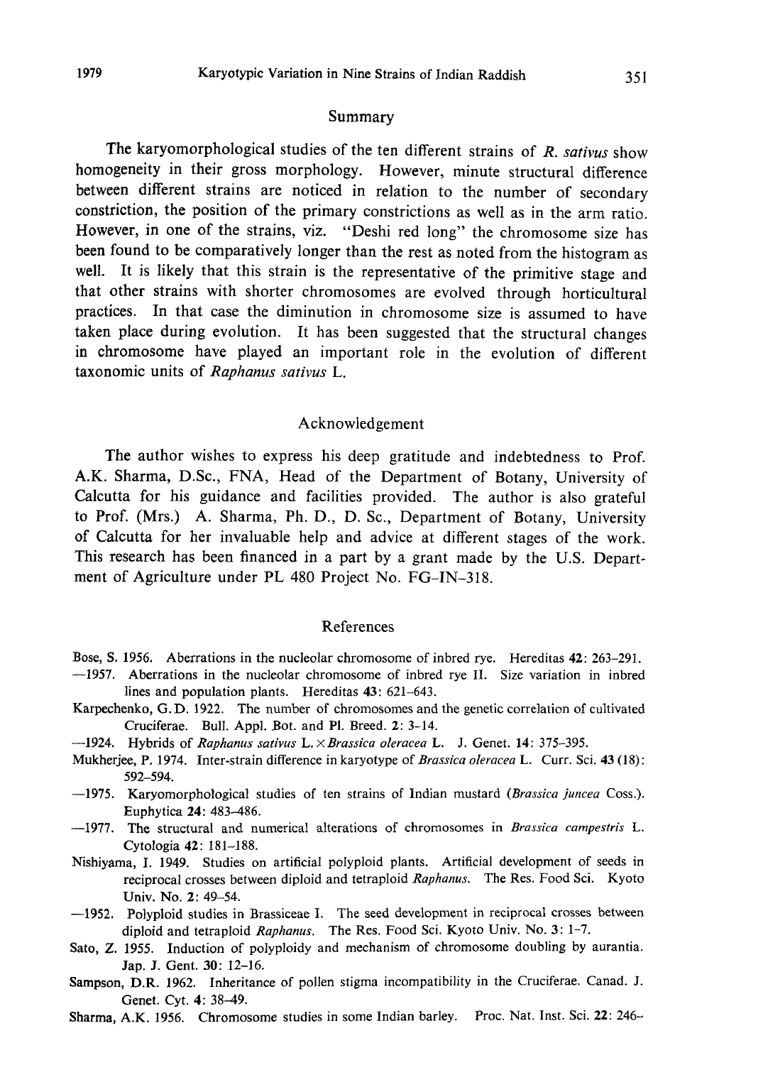## Summary

The karyomorphological studies of the ten different strains of *R. sativus* show homogeneity in their gross morphology. However, minute structural difference between different strains are noticed in relation to the number of secondary constriction, the position of the primary constrictions as well as in the arm ratio. However, in one of the strains, viz. "Deshi red long" the chromosome size has been found to be comparatively longer than the rest as noted from the histogram as well. It is likely that this strain is the representative of the primitive stage and that other strains with shorter chromosomes are evolved through horticultural practices. In that case the diminution in chromosome size is assumed to have taken place during evolution. It has been suggested that the structural changes in chromosome have played an important role in the evolution of different taxonomic units of *Raphanus sativus* L.

## Acknowledgement

The author wishes to express his deep gratitude and indebtedness to Prof. A.K. Sharma, D.Sc., FNA, Head of the Department of Botany, University of Calcutta for his guidance and facilities provided. The author is also grateful to Prof. (Mrs.) A. Sharma, Ph. D., D. Sc., Department of Botany, University of Calcutta for her invaluable help and advice at different stages of the work. This research has been financed in a part by a grant made by the U.S. Department of Agriculture under PL 480 Project No. FG-IN-318.

## References

Bose, S. 1956. Aberrations in the nucleolar chromosome of inbred rye. Hereditas **42**: 263–291.

—1957. Aberrations in the nucleolar chromosome of inbred rye II. Size variation in inbred lines and population plants. Hereditas **43**: 621–643.

Karpechenko, G.D. 1922. The number of chromosomes and the genetic correlation of cultivated Cruciferae. Bull. Appl. Bot. and Pl. Breed. **2**: 3–14.

—1924. Hybrids of *Raphanus sativus* L. × *Brassica oleracea* L. J. Genet. **14**: 375–395.

Mukherjee, P. 1974. Inter-strain difference in karyotype of *Brassica oleracea* L. Curr. Sci. **43** (18): 592–594.

—1975. Karyomorphological studies of ten strains of Indian mustard (*Brassica juncea* Coss.). Euphytica **24**: 483–486.

—1977. The structural and numerical alterations of chromosomes in *Brassica campestris* L. Cytologia **42**: 181–188.

Nishiyama, I. 1949. Studies on artificial polyploid plants. Artificial development of seeds in reciprocal crosses between diploid and tetraploid *Raphanus*. The Res. Food Sci. Kyoto Univ. No. **2**: 49–54.

—1952. Polyploid studies in Brassiceae I. The seed development in reciprocal crosses between diploid and tetraploid *Raphanus*. The Res. Food Sci. Kyoto Univ. No. **3**: 1–7.

Sato, Z. 1955. Induction of polyploidy and mechanism of chromosome doubling by aurantia. Jap. J. Gent. **30**: 12–16.

Sampson, D.R. 1962. Inheritance of pollen stigma incompatibility in the Cruciferae. Canad. J. Genet. Cyt. **4**: 38–49.

Sharma, A.K. 1956. Chromosome studies in some Indian barley. Proc. Nat. Inst. Sci. **22**: 246–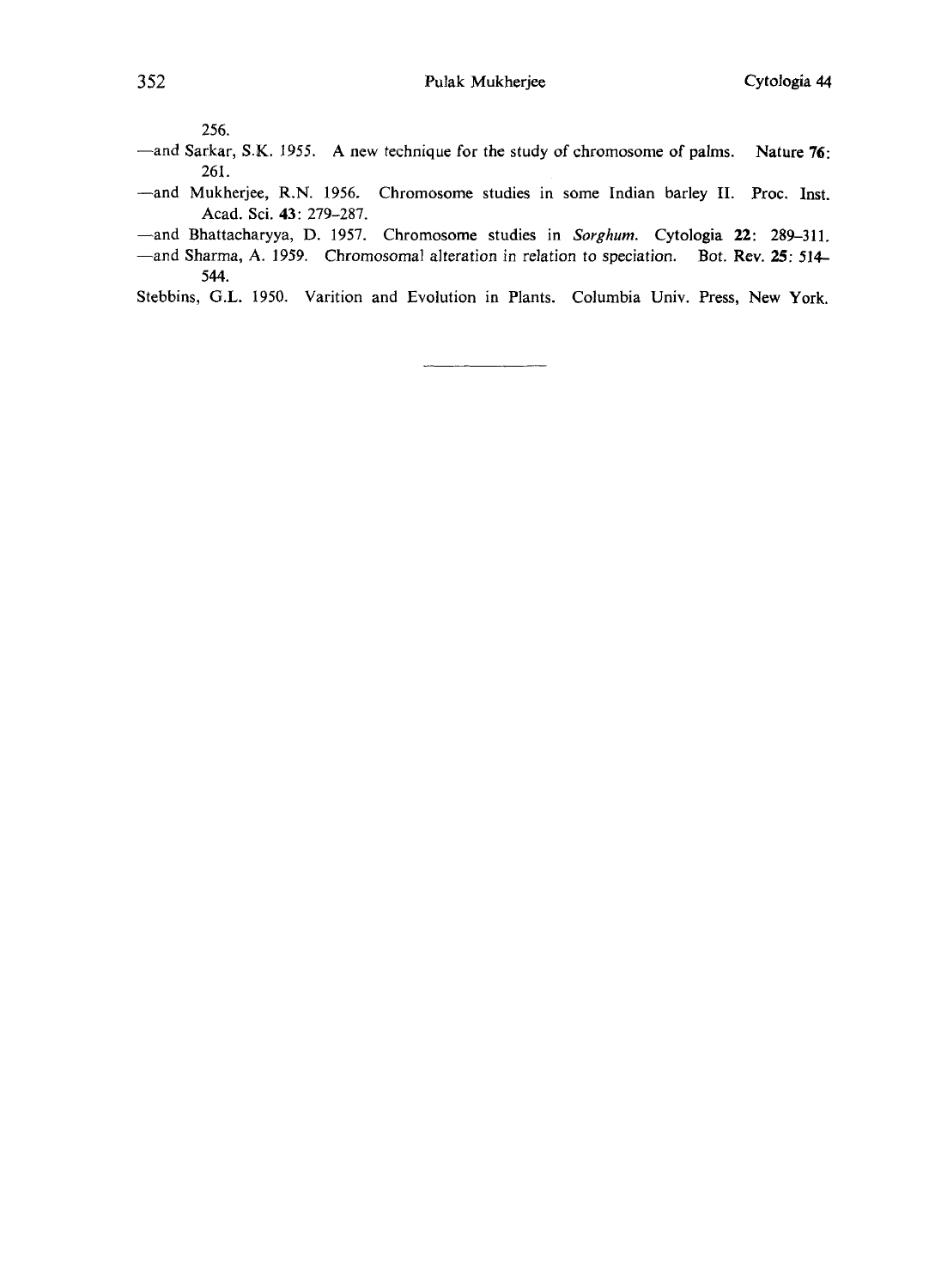256.

—and Sarkar, S.K. 1955. A new technique for the study of chromosome of palms. Nature **76**: 261.

—and Mukherjee, R.N. 1956. Chromosome studies in some Indian barley II. Proc. Inst. Acad. Sci. **43**: 279–287.

—and Bhattacharyya, D. 1957. Chromosome studies in *Sorghum*. Cytologia **22**: 289–311.

—and Sharma, A. 1959. Chromosomal alteration in relation to speciation. Bot. Rev. **25**: 514–544.

Stebbins, G.L. 1950. Varition and Evolution in Plants. Columbia Univ. Press, New York.